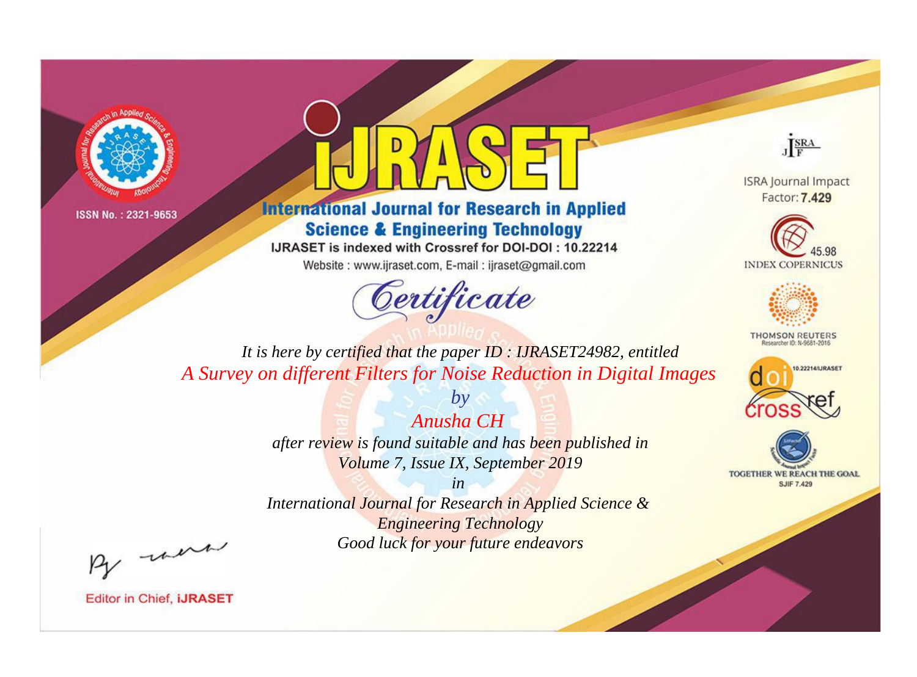ISSN No. : 2321-9653

# IJRASET

## International Journal for Research in Applied Science & Engineering Technology

IJRASET is indexed with Crossref for DOI-DOI : 10.22214

Website : www.ijraset.com, E-mail : ijraset@gmail.com

ISRA Journal Impact Factor: **7.429**

45.98 INDEX COPERNICUS

THOMSON REUTERS Researcher ID: N-9681-2016

10.22214/IJRASET

TOGETHER WE REACH THE GOAL SJIF 7.429

# *Certificate*

*It is here by certified that the paper ID : IJRASET24982, entitled*

*A Survey on different Filters for Noise Reduction in Digital Images*

*by*

*Anusha CH*

*after review is found suitable and has been published in*

*Volume 7, Issue IX, September 2019*

*in*

*International Journal for Research in Applied Science & Engineering Technology*

*Good luck for your future endeavors*

Editor in Chief, **IJRASET**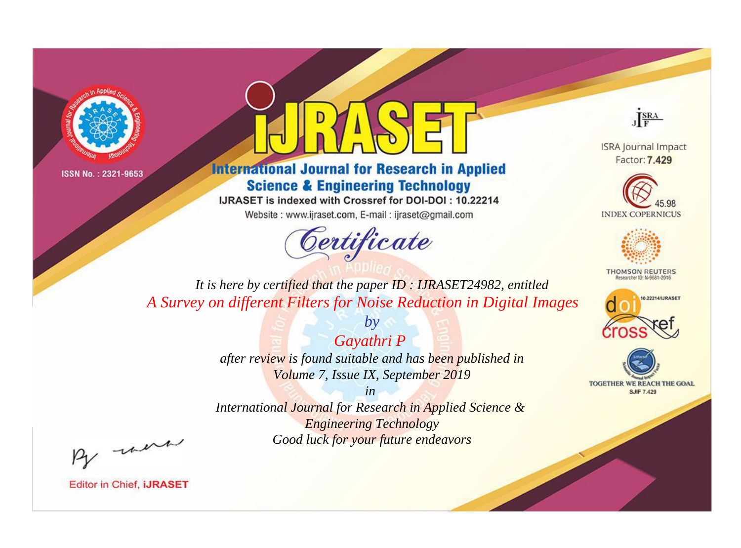ISSN No. : 2321-9653

# iJRASET

## International Journal for Research in Applied Science & Engineering Technology

IJRASET is indexed with Crossref for DOI-DOI : 10.22214

Website : www.ijraset.com, E-mail : ijraset@gmail.com

ISRA Journal Impact Factor: **7.429**

45.98 INDEX COPERNICUS

THOMSON REUTERS Researcher ID: N-9681-2016

10.22214/IJRASET

TOGETHER WE REACH THE GOAL SJIF 7.429

# Certificate

*It is here by certified that the paper ID : IJRASET24982, entitled*

*A Survey on different Filters for Noise Reduction in Digital Images*

*by*

*Gayathri P*

*after review is found suitable and has been published in*

*Volume 7, Issue IX, September 2019*

*in*

*International Journal for Research in Applied Science & Engineering Technology*

*Good luck for your future endeavors*

Editor in Chief, **iJRASET**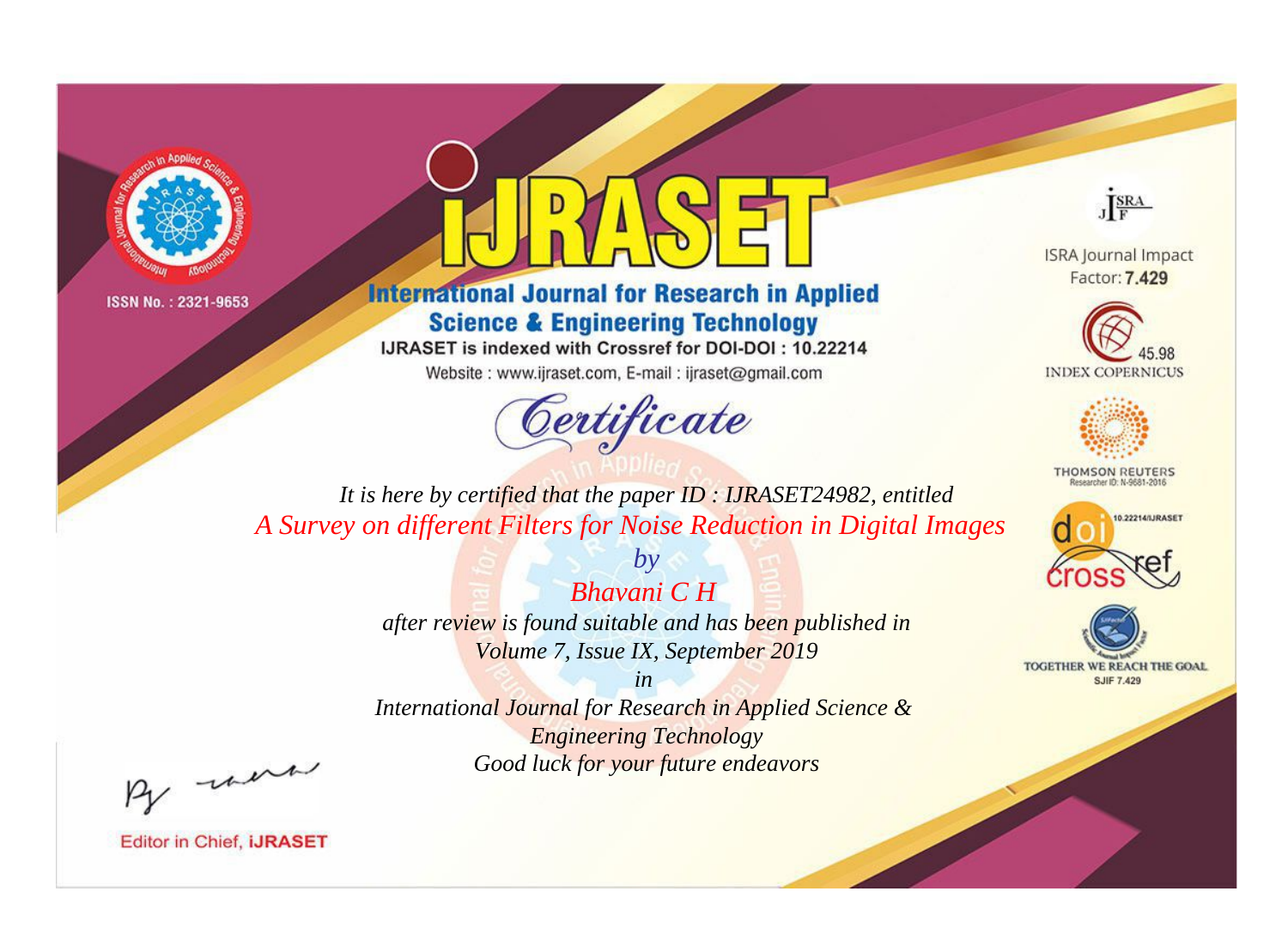ISSN No. : 2321-9653

# iJRASET

## International Journal for Research in Applied Science & Engineering Technology

IJRASET is indexed with Crossref for DOI-DOI : 10.22214

Website : www.ijraset.com, E-mail : ijraset@gmail.com

ISRA Journal Impact Factor: **7.429**

45.98 INDEX COPERNICUS

THOMSON REUTERS Researcher ID: N-9681-2016

10.22214/IJRASET

TOGETHER WE REACH THE GOAL SJIF 7.429

# *Certificate*

*It is here by certified that the paper ID : IJRASET24982, entitled*

*A Survey on different Filters for Noise Reduction in Digital Images*

*by*

*Bhavani C H*

*after review is found suitable and has been published in*

*Volume 7, Issue IX, September 2019*

*in*

*International Journal for Research in Applied Science & Engineering Technology*

*Good luck for your future endeavors*

Editor in Chief, **iJRASET**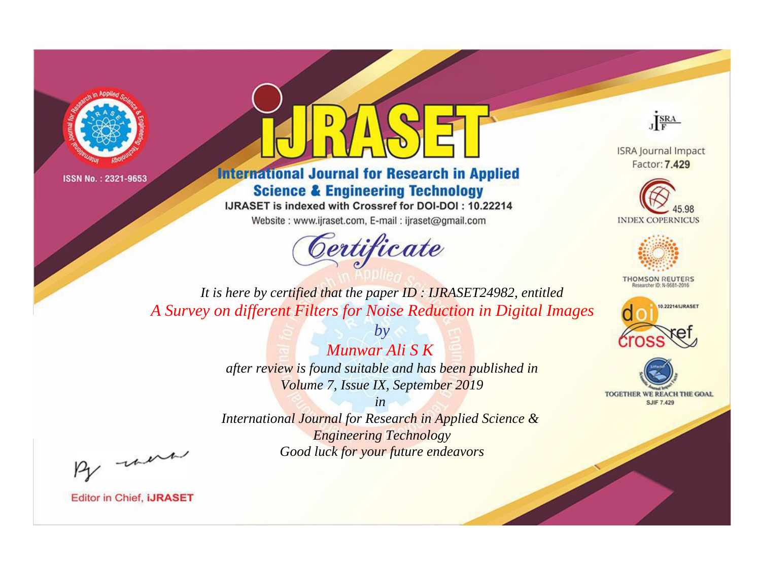ISSN No. : 2321-9653

# iJRASET

## International Journal for Research in Applied Science & Engineering Technology

IJRASET is indexed with Crossref for DOI-DOI : 10.22214

Website : www.ijraset.com, E-mail : ijraset@gmail.com

*Certificate*

*It is here by certified that the paper ID : IJRASET24982, entitled*

*A Survey on different Filters for Noise Reduction in Digital Images*

*by*

*Munwar Ali S K*

*after review is found suitable and has been published in*

*Volume 7, Issue IX, September 2019*

*in*

*International Journal for Research in Applied Science & Engineering Technology*

*Good luck for your future endeavors*

ISRA Journal Impact Factor: **7.429**

45.98 INDEX COPERNICUS

THOMSON REUTERS Researcher ID: N-9681-2016

10.22214/IJRASET

TOGETHER WE REACH THE GOAL SJIF 7.429

Editor in Chief, **iJRASET**